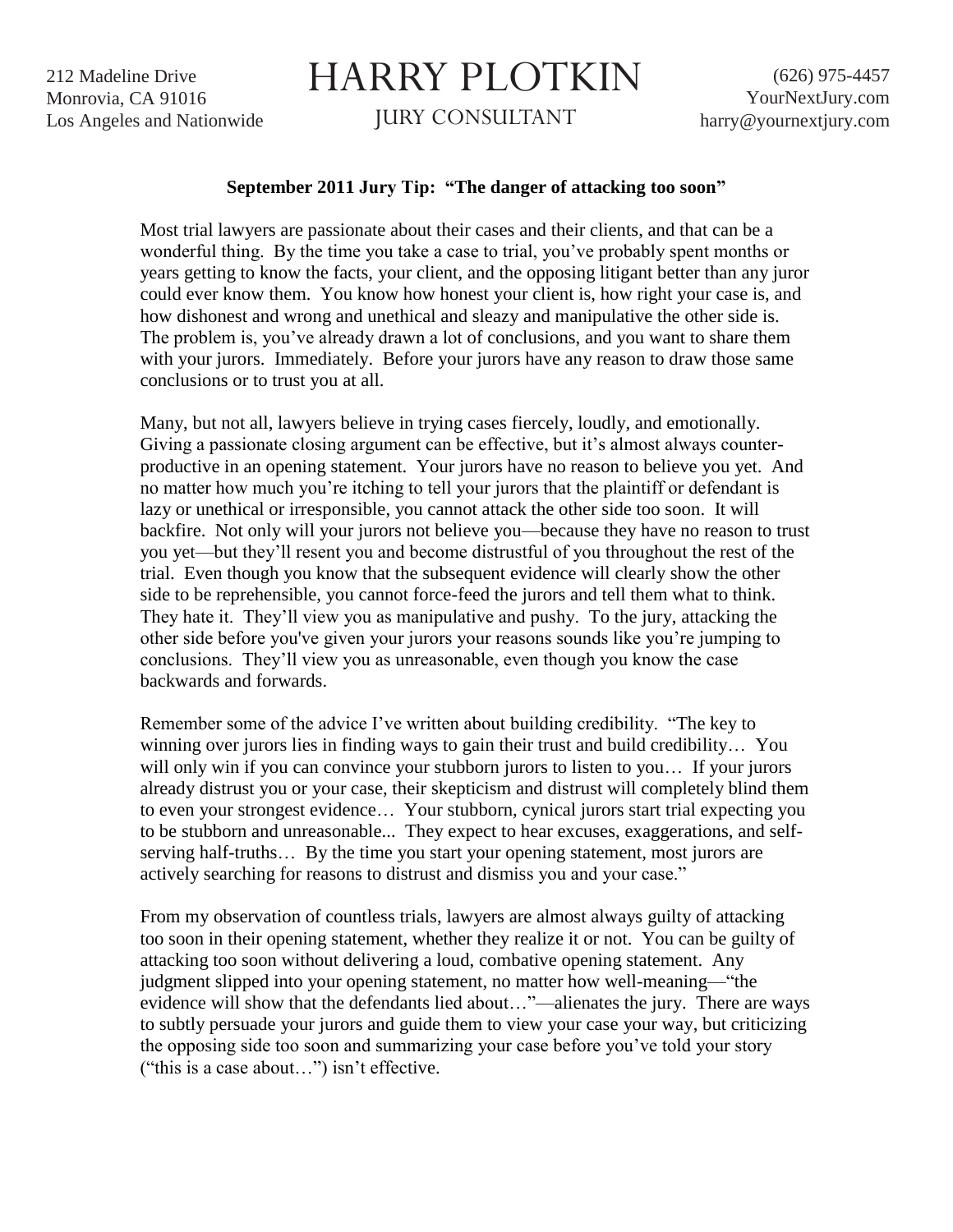212 Madeline Drive
Monrovia, CA 91016
Los Angeles and Nationwide

# HARRY PLOTKIN

JURY CONSULTANT

(626) 975-4457
YourNextJury.com
harry@yournextjury.com

**September 2011 Jury Tip: "The danger of attacking too soon"**

Most trial lawyers are passionate about their cases and their clients, and that can be a wonderful thing. By the time you take a case to trial, you've probably spent months or years getting to know the facts, your client, and the opposing litigant better than any juror could ever know them. You know how honest your client is, how right your case is, and how dishonest and wrong and unethical and sleazy and manipulative the other side is. The problem is, you've already drawn a lot of conclusions, and you want to share them with your jurors. Immediately. Before your jurors have any reason to draw those same conclusions or to trust you at all.

Many, but not all, lawyers believe in trying cases fiercely, loudly, and emotionally. Giving a passionate closing argument can be effective, but it's almost always counter-productive in an opening statement. Your jurors have no reason to believe you yet. And no matter how much you're itching to tell your jurors that the plaintiff or defendant is lazy or unethical or irresponsible, you cannot attack the other side too soon. It will backfire. Not only will your jurors not believe you—because they have no reason to trust you yet—but they'll resent you and become distrustful of you throughout the rest of the trial. Even though you know that the subsequent evidence will clearly show the other side to be reprehensible, you cannot force-feed the jurors and tell them what to think. They hate it. They'll view you as manipulative and pushy. To the jury, attacking the other side before you've given your jurors your reasons sounds like you're jumping to conclusions. They'll view you as unreasonable, even though you know the case backwards and forwards.

Remember some of the advice I've written about building credibility. "The key to winning over jurors lies in finding ways to gain their trust and build credibility… You will only win if you can convince your stubborn jurors to listen to you… If your jurors already distrust you or your case, their skepticism and distrust will completely blind them to even your strongest evidence… Your stubborn, cynical jurors start trial expecting you to be stubborn and unreasonable... They expect to hear excuses, exaggerations, and self-serving half-truths… By the time you start your opening statement, most jurors are actively searching for reasons to distrust and dismiss you and your case."

From my observation of countless trials, lawyers are almost always guilty of attacking too soon in their opening statement, whether they realize it or not. You can be guilty of attacking too soon without delivering a loud, combative opening statement. Any judgment slipped into your opening statement, no matter how well-meaning—"the evidence will show that the defendants lied about…"—alienates the jury. There are ways to subtly persuade your jurors and guide them to view your case your way, but criticizing the opposing side too soon and summarizing your case before you've told your story ("this is a case about…") isn't effective.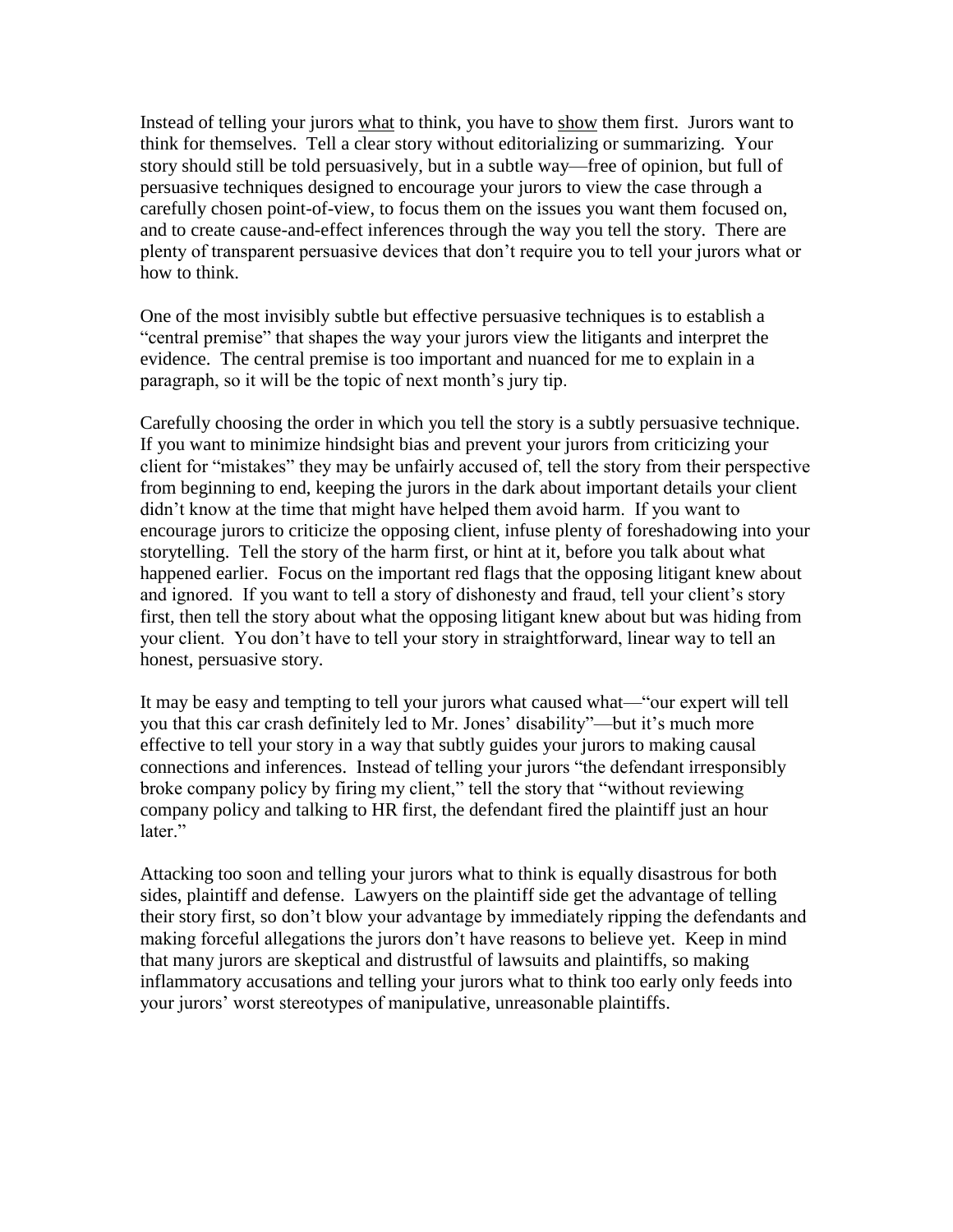Instead of telling your jurors what to think, you have to show them first. Jurors want to think for themselves. Tell a clear story without editorializing or summarizing. Your story should still be told persuasively, but in a subtle way—free of opinion, but full of persuasive techniques designed to encourage your jurors to view the case through a carefully chosen point-of-view, to focus them on the issues you want them focused on, and to create cause-and-effect inferences through the way you tell the story. There are plenty of transparent persuasive devices that don't require you to tell your jurors what or how to think.

One of the most invisibly subtle but effective persuasive techniques is to establish a "central premise" that shapes the way your jurors view the litigants and interpret the evidence. The central premise is too important and nuanced for me to explain in a paragraph, so it will be the topic of next month's jury tip.

Carefully choosing the order in which you tell the story is a subtly persuasive technique. If you want to minimize hindsight bias and prevent your jurors from criticizing your client for "mistakes" they may be unfairly accused of, tell the story from their perspective from beginning to end, keeping the jurors in the dark about important details your client didn't know at the time that might have helped them avoid harm. If you want to encourage jurors to criticize the opposing client, infuse plenty of foreshadowing into your storytelling. Tell the story of the harm first, or hint at it, before you talk about what happened earlier. Focus on the important red flags that the opposing litigant knew about and ignored. If you want to tell a story of dishonesty and fraud, tell your client's story first, then tell the story about what the opposing litigant knew about but was hiding from your client. You don't have to tell your story in straightforward, linear way to tell an honest, persuasive story.

It may be easy and tempting to tell your jurors what caused what—"our expert will tell you that this car crash definitely led to Mr. Jones' disability"—but it's much more effective to tell your story in a way that subtly guides your jurors to making causal connections and inferences. Instead of telling your jurors "the defendant irresponsibly broke company policy by firing my client," tell the story that "without reviewing company policy and talking to HR first, the defendant fired the plaintiff just an hour later."

Attacking too soon and telling your jurors what to think is equally disastrous for both sides, plaintiff and defense. Lawyers on the plaintiff side get the advantage of telling their story first, so don't blow your advantage by immediately ripping the defendants and making forceful allegations the jurors don't have reasons to believe yet. Keep in mind that many jurors are skeptical and distrustful of lawsuits and plaintiffs, so making inflammatory accusations and telling your jurors what to think too early only feeds into your jurors' worst stereotypes of manipulative, unreasonable plaintiffs.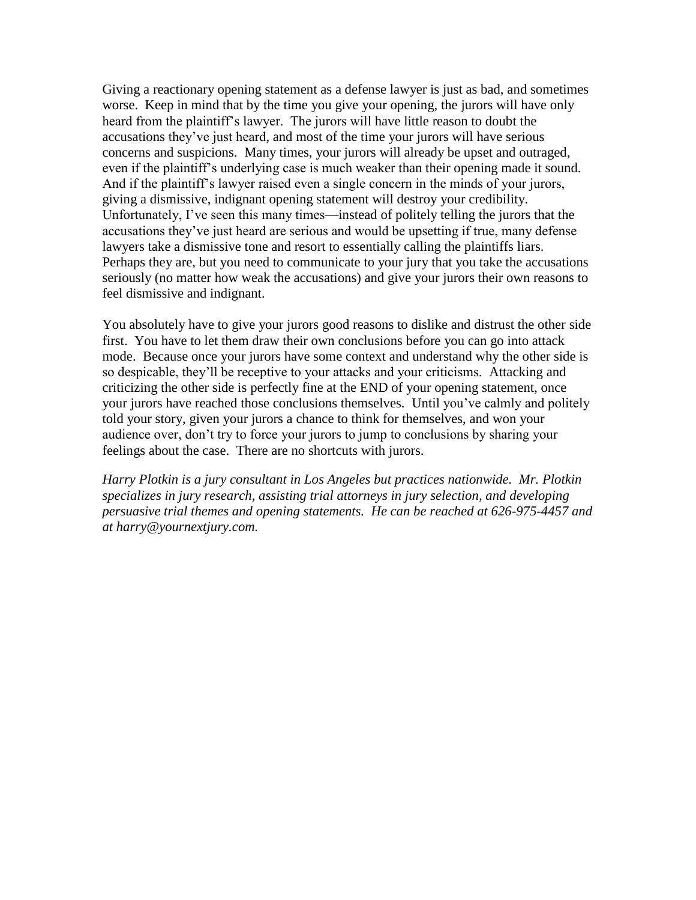Giving a reactionary opening statement as a defense lawyer is just as bad, and sometimes worse. Keep in mind that by the time you give your opening, the jurors will have only heard from the plaintiff's lawyer. The jurors will have little reason to doubt the accusations they've just heard, and most of the time your jurors will have serious concerns and suspicions. Many times, your jurors will already be upset and outraged, even if the plaintiff's underlying case is much weaker than their opening made it sound. And if the plaintiff's lawyer raised even a single concern in the minds of your jurors, giving a dismissive, indignant opening statement will destroy your credibility. Unfortunately, I've seen this many times—instead of politely telling the jurors that the accusations they've just heard are serious and would be upsetting if true, many defense lawyers take a dismissive tone and resort to essentially calling the plaintiffs liars. Perhaps they are, but you need to communicate to your jury that you take the accusations seriously (no matter how weak the accusations) and give your jurors their own reasons to feel dismissive and indignant.

You absolutely have to give your jurors good reasons to dislike and distrust the other side first. You have to let them draw their own conclusions before you can go into attack mode. Because once your jurors have some context and understand why the other side is so despicable, they'll be receptive to your attacks and your criticisms. Attacking and criticizing the other side is perfectly fine at the END of your opening statement, once your jurors have reached those conclusions themselves. Until you've calmly and politely told your story, given your jurors a chance to think for themselves, and won your audience over, don't try to force your jurors to jump to conclusions by sharing your feelings about the case. There are no shortcuts with jurors.

*Harry Plotkin is a jury consultant in Los Angeles but practices nationwide. Mr. Plotkin specializes in jury research, assisting trial attorneys in jury selection, and developing persuasive trial themes and opening statements. He can be reached at 626-975-4457 and at harry@yournextjury.com.*